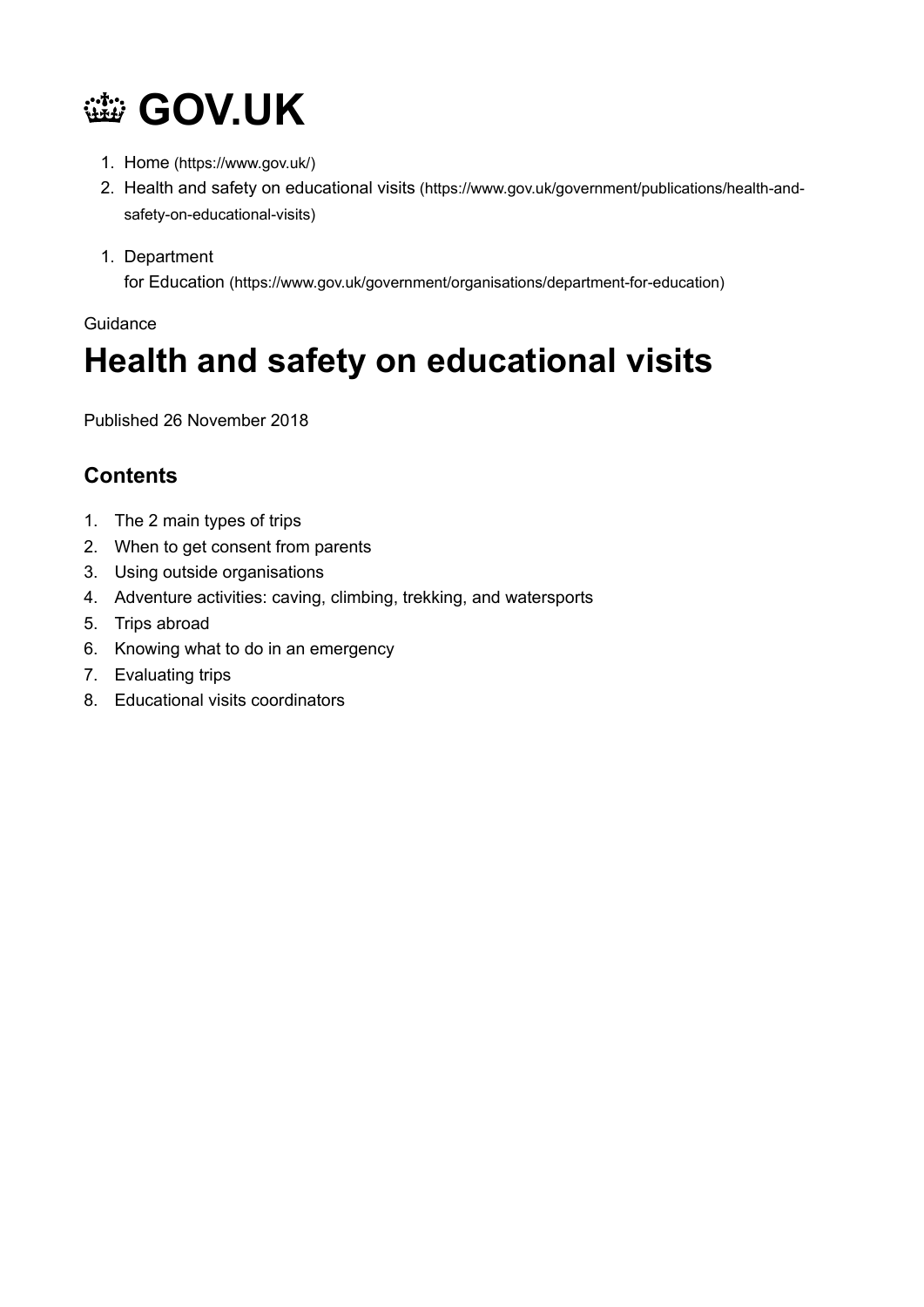# GOV.UK

1. Home (https://www.gov.uk/)
2. Health and safety on educational visits (https://www.gov.uk/government/publications/health-and-safety-on-educational-visits)

1. Department for Education (https://www.gov.uk/government/organisations/department-for-education)

Guidance

# Health and safety on educational visits

Published 26 November 2018

## Contents

1. The 2 main types of trips
2. When to get consent from parents
3. Using outside organisations
4. Adventure activities: caving, climbing, trekking, and watersports
5. Trips abroad
6. Knowing what to do in an emergency
7. Evaluating trips
8. Educational visits coordinators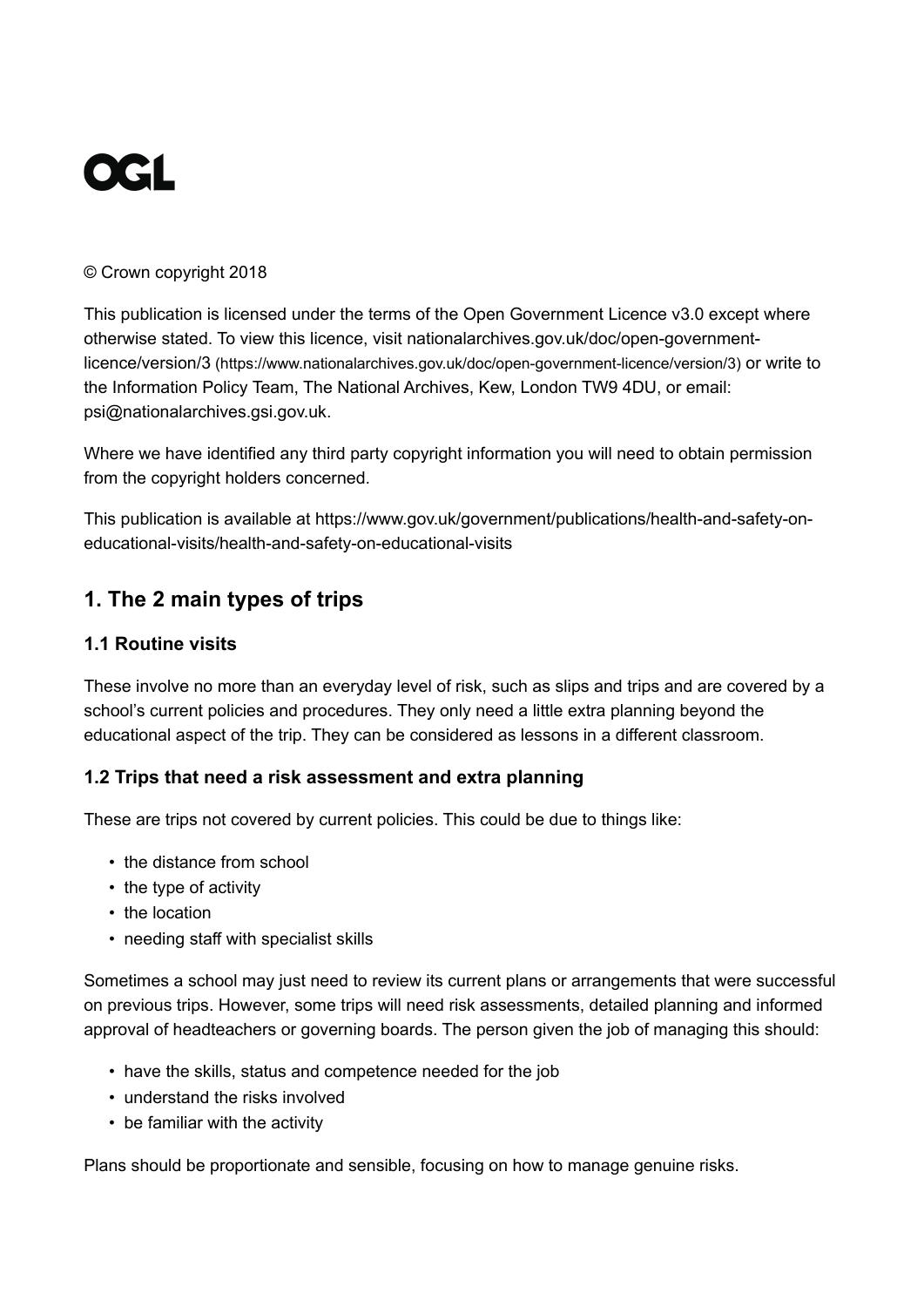**OGL**

© Crown copyright 2018

This publication is licensed under the terms of the Open Government Licence v3.0 except where otherwise stated. To view this licence, visit nationalarchives.gov.uk/doc/open-government-licence/version/3 (https://www.nationalarchives.gov.uk/doc/open-government-licence/version/3) or write to the Information Policy Team, The National Archives, Kew, London TW9 4DU, or email: psi@nationalarchives.gsi.gov.uk.

Where we have identified any third party copyright information you will need to obtain permission from the copyright holders concerned.

This publication is available at https://www.gov.uk/government/publications/health-and-safety-on-educational-visits/health-and-safety-on-educational-visits

## 1. The 2 main types of trips

### 1.1 Routine visits

These involve no more than an everyday level of risk, such as slips and trips and are covered by a school's current policies and procedures. They only need a little extra planning beyond the educational aspect of the trip. They can be considered as lessons in a different classroom.

### 1.2 Trips that need a risk assessment and extra planning

These are trips not covered by current policies. This could be due to things like:

- the distance from school
- the type of activity
- the location
- needing staff with specialist skills

Sometimes a school may just need to review its current plans or arrangements that were successful on previous trips. However, some trips will need risk assessments, detailed planning and informed approval of headteachers or governing boards. The person given the job of managing this should:

- have the skills, status and competence needed for the job
- understand the risks involved
- be familiar with the activity

Plans should be proportionate and sensible, focusing on how to manage genuine risks.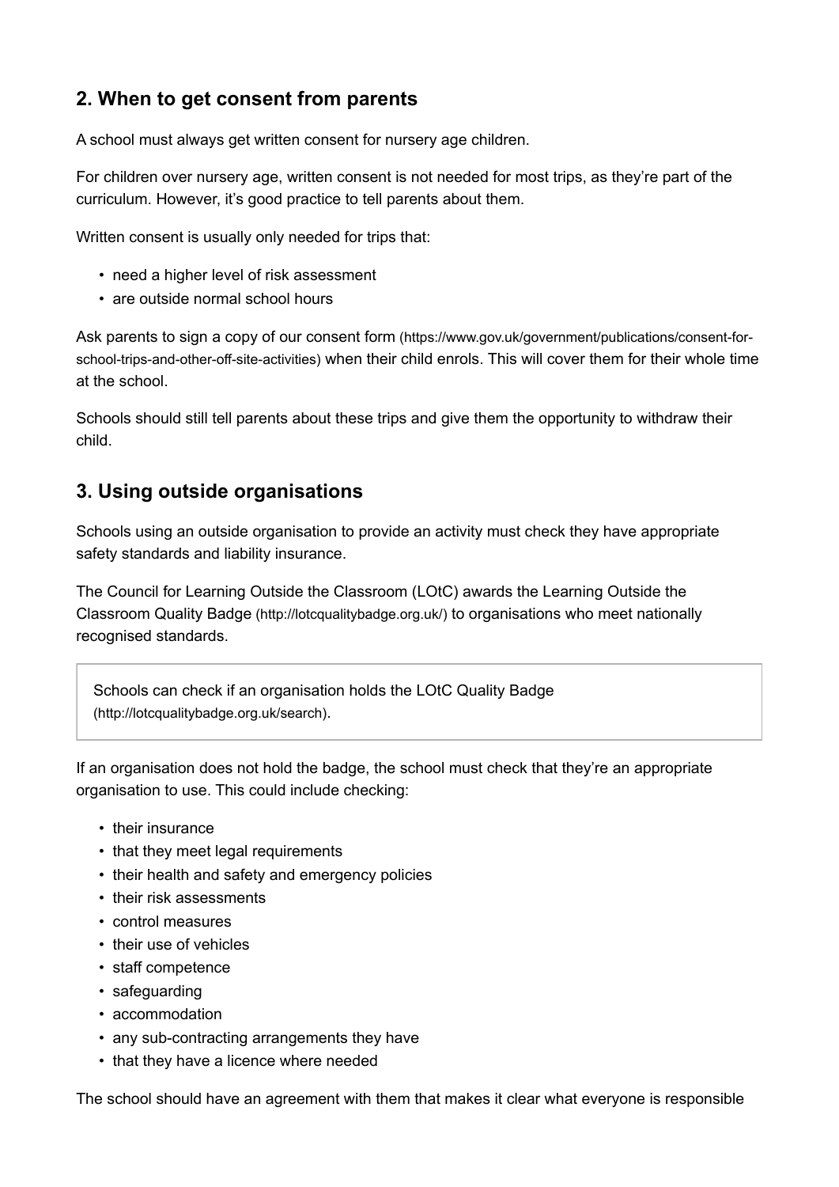## 2. When to get consent from parents

A school must always get written consent for nursery age children.

For children over nursery age, written consent is not needed for most trips, as they're part of the curriculum. However, it's good practice to tell parents about them.

Written consent is usually only needed for trips that:

- need a higher level of risk assessment
- are outside normal school hours

Ask parents to sign a copy of our consent form (https://www.gov.uk/government/publications/consent-for-school-trips-and-other-off-site-activities) when their child enrols. This will cover them for their whole time at the school.

Schools should still tell parents about these trips and give them the opportunity to withdraw their child.

## 3. Using outside organisations

Schools using an outside organisation to provide an activity must check they have appropriate safety standards and liability insurance.

The Council for Learning Outside the Classroom (LOtC) awards the Learning Outside the Classroom Quality Badge (http://lotcqualitybadge.org.uk/) to organisations who meet nationally recognised standards.

> Schools can check if an organisation holds the LOtC Quality Badge (http://lotcqualitybadge.org.uk/search).

If an organisation does not hold the badge, the school must check that they're an appropriate organisation to use. This could include checking:

- their insurance
- that they meet legal requirements
- their health and safety and emergency policies
- their risk assessments
- control measures
- their use of vehicles
- staff competence
- safeguarding
- accommodation
- any sub-contracting arrangements they have
- that they have a licence where needed

The school should have an agreement with them that makes it clear what everyone is responsible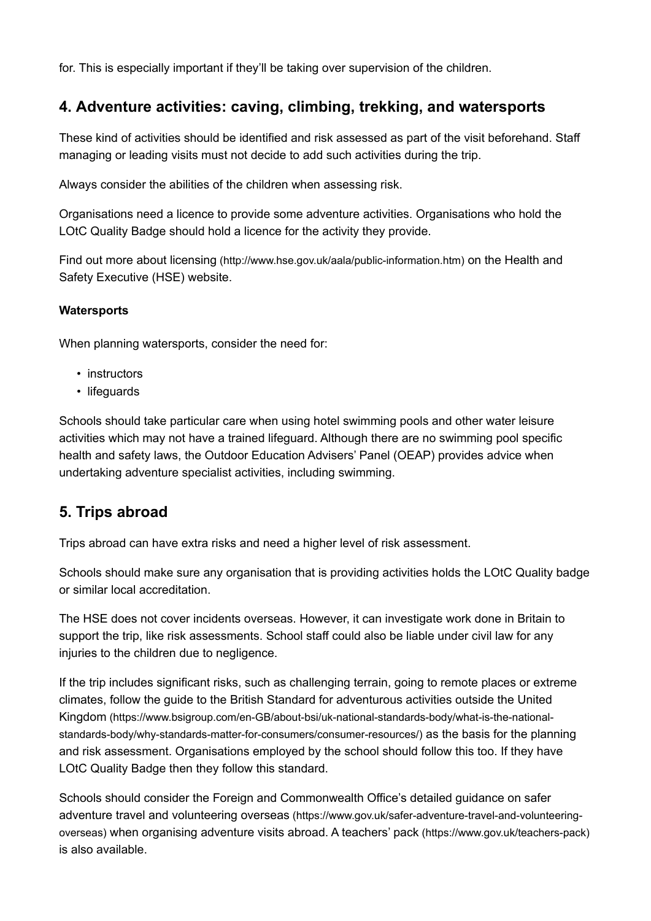for. This is especially important if they'll be taking over supervision of the children.

## 4. Adventure activities: caving, climbing, trekking, and watersports

These kind of activities should be identified and risk assessed as part of the visit beforehand. Staff managing or leading visits must not decide to add such activities during the trip.

Always consider the abilities of the children when assessing risk.

Organisations need a licence to provide some adventure activities. Organisations who hold the LOtC Quality Badge should hold a licence for the activity they provide.

Find out more about licensing (http://www.hse.gov.uk/aala/public-information.htm) on the Health and Safety Executive (HSE) website.

#### Watersports

When planning watersports, consider the need for:

- instructors
- lifeguards

Schools should take particular care when using hotel swimming pools and other water leisure activities which may not have a trained lifeguard. Although there are no swimming pool specific health and safety laws, the Outdoor Education Advisers' Panel (OEAP) provides advice when undertaking adventure specialist activities, including swimming.

## 5. Trips abroad

Trips abroad can have extra risks and need a higher level of risk assessment.

Schools should make sure any organisation that is providing activities holds the LOtC Quality badge or similar local accreditation.

The HSE does not cover incidents overseas. However, it can investigate work done in Britain to support the trip, like risk assessments. School staff could also be liable under civil law for any injuries to the children due to negligence.

If the trip includes significant risks, such as challenging terrain, going to remote places or extreme climates, follow the guide to the British Standard for adventurous activities outside the United Kingdom (https://www.bsigroup.com/en-GB/about-bsi/uk-national-standards-body/what-is-the-national-standards-body/why-standards-matter-for-consumers/consumer-resources/) as the basis for the planning and risk assessment. Organisations employed by the school should follow this too. If they have LOtC Quality Badge then they follow this standard.

Schools should consider the Foreign and Commonwealth Office's detailed guidance on safer adventure travel and volunteering overseas (https://www.gov.uk/safer-adventure-travel-and-volunteering-overseas) when organising adventure visits abroad. A teachers' pack (https://www.gov.uk/teachers-pack) is also available.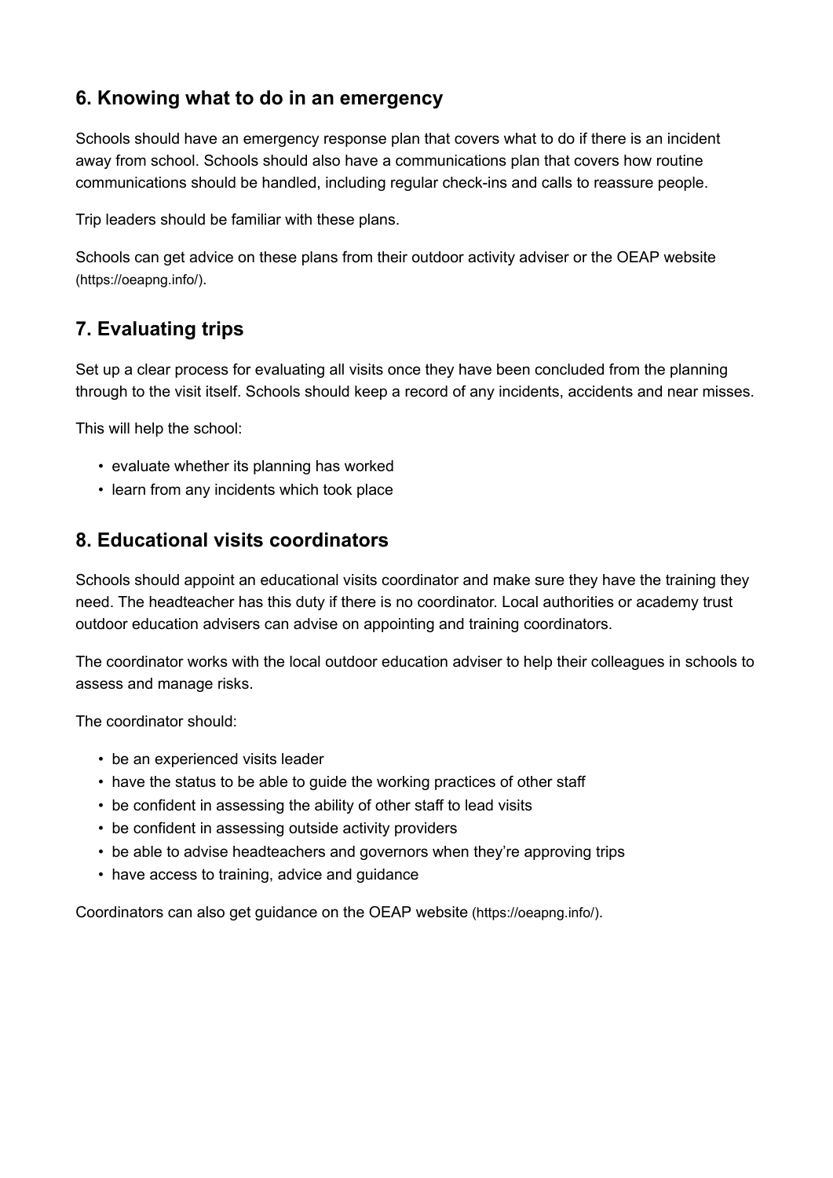## 6. Knowing what to do in an emergency

Schools should have an emergency response plan that covers what to do if there is an incident away from school. Schools should also have a communications plan that covers how routine communications should be handled, including regular check-ins and calls to reassure people.

Trip leaders should be familiar with these plans.

Schools can get advice on these plans from their outdoor activity adviser or the OEAP website (https://oeapng.info/).

## 7. Evaluating trips

Set up a clear process for evaluating all visits once they have been concluded from the planning through to the visit itself. Schools should keep a record of any incidents, accidents and near misses.

This will help the school:

- evaluate whether its planning has worked
- learn from any incidents which took place

## 8. Educational visits coordinators

Schools should appoint an educational visits coordinator and make sure they have the training they need. The headteacher has this duty if there is no coordinator. Local authorities or academy trust outdoor education advisers can advise on appointing and training coordinators.

The coordinator works with the local outdoor education adviser to help their colleagues in schools to assess and manage risks.

The coordinator should:

- be an experienced visits leader
- have the status to be able to guide the working practices of other staff
- be confident in assessing the ability of other staff to lead visits
- be confident in assessing outside activity providers
- be able to advise headteachers and governors when they're approving trips
- have access to training, advice and guidance

Coordinators can also get guidance on the OEAP website (https://oeapng.info/).